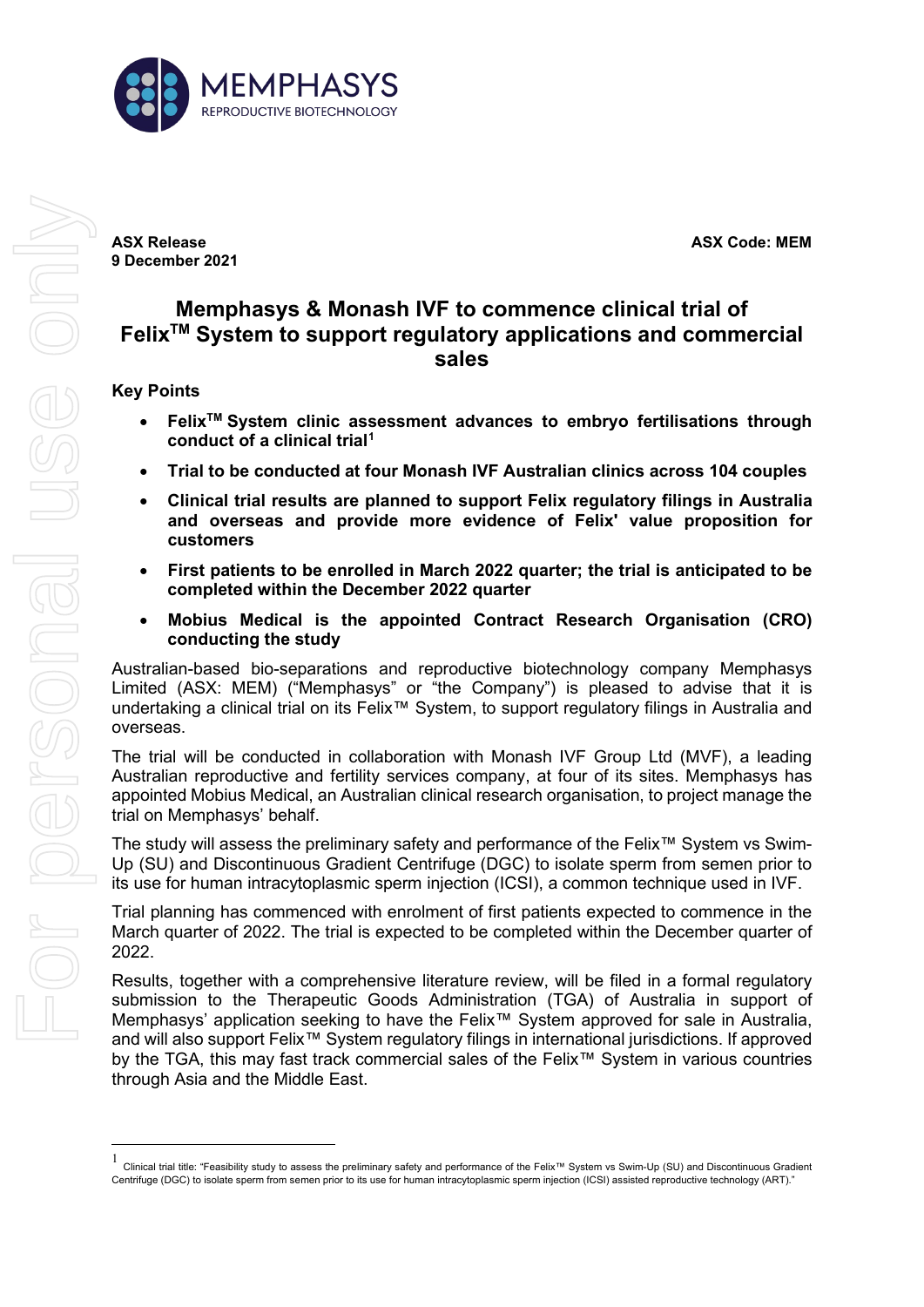**ASX Release**
**9 December 2021**

**ASX Code: MEM**

# Memphasys & Monash IVF to commence clinical trial of Felix™ System to support regulatory applications and commercial sales

## Key Points

- **Felix™ System clinic assessment advances to embryo fertilisations through conduct of a clinical trial[1]**
- **Trial to be conducted at four Monash IVF Australian clinics across 104 couples**
- **Clinical trial results are planned to support Felix regulatory filings in Australia and overseas and provide more evidence of Felix' value proposition for customers**
- **First patients to be enrolled in March 2022 quarter; the trial is anticipated to be completed within the December 2022 quarter**
- **Mobius Medical is the appointed Contract Research Organisation (CRO) conducting the study**

Australian-based bio-separations and reproductive biotechnology company Memphasys Limited (ASX: MEM) ("Memphasys" or "the Company") is pleased to advise that it is undertaking a clinical trial on its Felix™ System, to support regulatory filings in Australia and overseas.

The trial will be conducted in collaboration with Monash IVF Group Ltd (MVF), a leading Australian reproductive and fertility services company, at four of its sites. Memphasys has appointed Mobius Medical, an Australian clinical research organisation, to project manage the trial on Memphasys' behalf.

The study will assess the preliminary safety and performance of the Felix™ System vs Swim-Up (SU) and Discontinuous Gradient Centrifuge (DGC) to isolate sperm from semen prior to its use for human intracytoplasmic sperm injection (ICSI), a common technique used in IVF.

Trial planning has commenced with enrolment of first patients expected to commence in the March quarter of 2022. The trial is expected to be completed within the December quarter of 2022.

Results, together with a comprehensive literature review, will be filed in a formal regulatory submission to the Therapeutic Goods Administration (TGA) of Australia in support of Memphasys' application seeking to have the Felix™ System approved for sale in Australia, and will also support Felix™ System regulatory filings in international jurisdictions. If approved by the TGA, this may fast track commercial sales of the Felix™ System in various countries through Asia and the Middle East.

---

[1] Clinical trial title: "Feasibility study to assess the preliminary safety and performance of the Felix™ System vs Swim-Up (SU) and Discontinuous Gradient Centrifuge (DGC) to isolate sperm from semen prior to its use for human intracytoplasmic sperm injection (ICSI) assisted reproductive technology (ART)."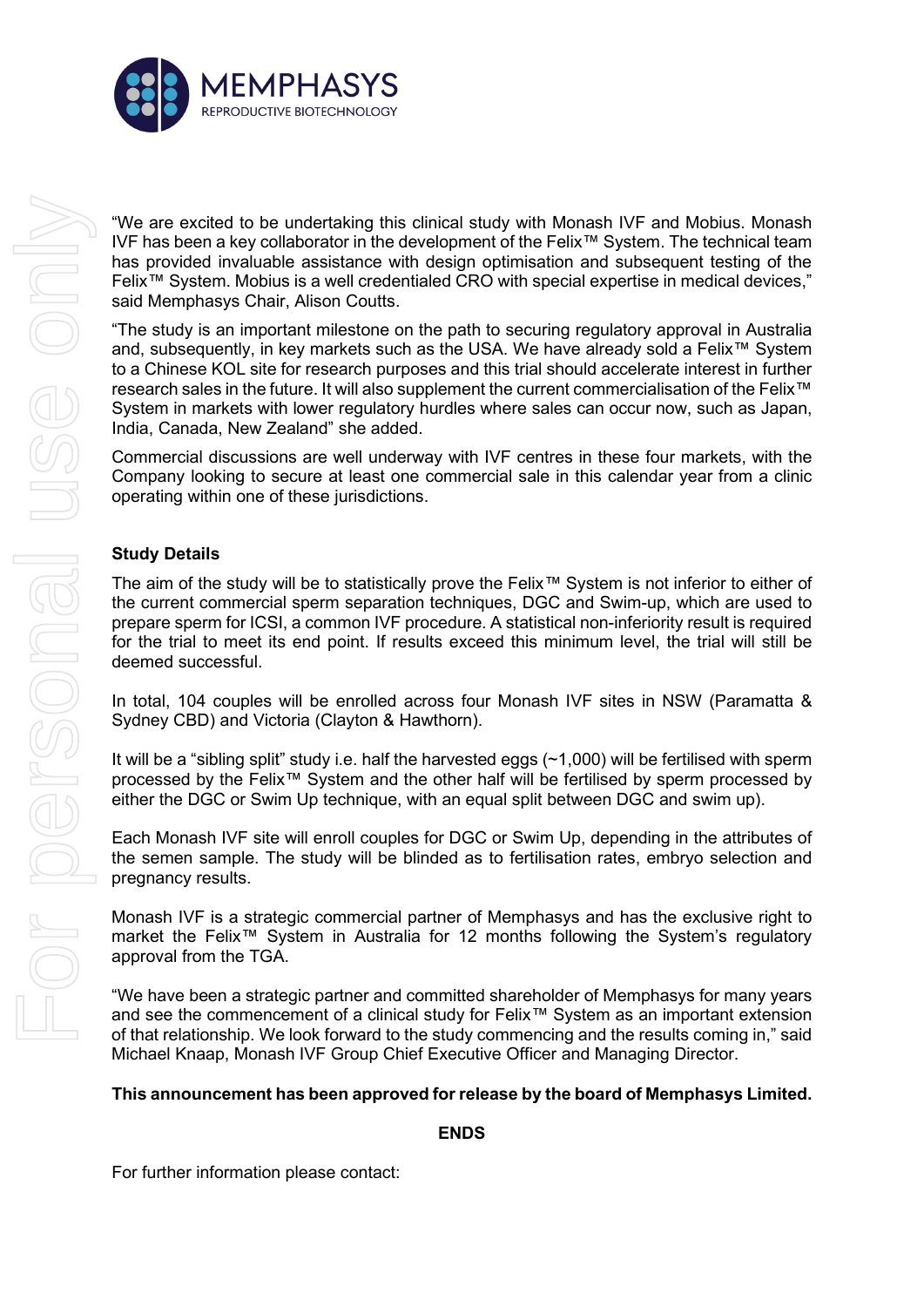"We are excited to be undertaking this clinical study with Monash IVF and Mobius. Monash IVF has been a key collaborator in the development of the Felix™ System. The technical team has provided invaluable assistance with design optimisation and subsequent testing of the Felix™ System. Mobius is a well credentialed CRO with special expertise in medical devices," said Memphasys Chair, Alison Coutts.

"The study is an important milestone on the path to securing regulatory approval in Australia and, subsequently, in key markets such as the USA. We have already sold a Felix™ System to a Chinese KOL site for research purposes and this trial should accelerate interest in further research sales in the future. It will also supplement the current commercialisation of the Felix™ System in markets with lower regulatory hurdles where sales can occur now, such as Japan, India, Canada, New Zealand" she added.

Commercial discussions are well underway with IVF centres in these four markets, with the Company looking to secure at least one commercial sale in this calendar year from a clinic operating within one of these jurisdictions.

**Study Details**

The aim of the study will be to statistically prove the Felix™ System is not inferior to either of the current commercial sperm separation techniques, DGC and Swim-up, which are used to prepare sperm for ICSI, a common IVF procedure. A statistical non-inferiority result is required for the trial to meet its end point. If results exceed this minimum level, the trial will still be deemed successful.

In total, 104 couples will be enrolled across four Monash IVF sites in NSW (Paramatta & Sydney CBD) and Victoria (Clayton & Hawthorn).

It will be a "sibling split" study i.e. half the harvested eggs (~1,000) will be fertilised with sperm processed by the Felix™ System and the other half will be fertilised by sperm processed by either the DGC or Swim Up technique, with an equal split between DGC and swim up).

Each Monash IVF site will enroll couples for DGC or Swim Up, depending in the attributes of the semen sample. The study will be blinded as to fertilisation rates, embryo selection and pregnancy results.

Monash IVF is a strategic commercial partner of Memphasys and has the exclusive right to market the Felix™ System in Australia for 12 months following the System's regulatory approval from the TGA.

"We have been a strategic partner and committed shareholder of Memphasys for many years and see the commencement of a clinical study for Felix™ System as an important extension of that relationship. We look forward to the study commencing and the results coming in," said Michael Knaap, Monash IVF Group Chief Executive Officer and Managing Director.

**This announcement has been approved for release by the board of Memphasys Limited.**

**ENDS**

For further information please contact: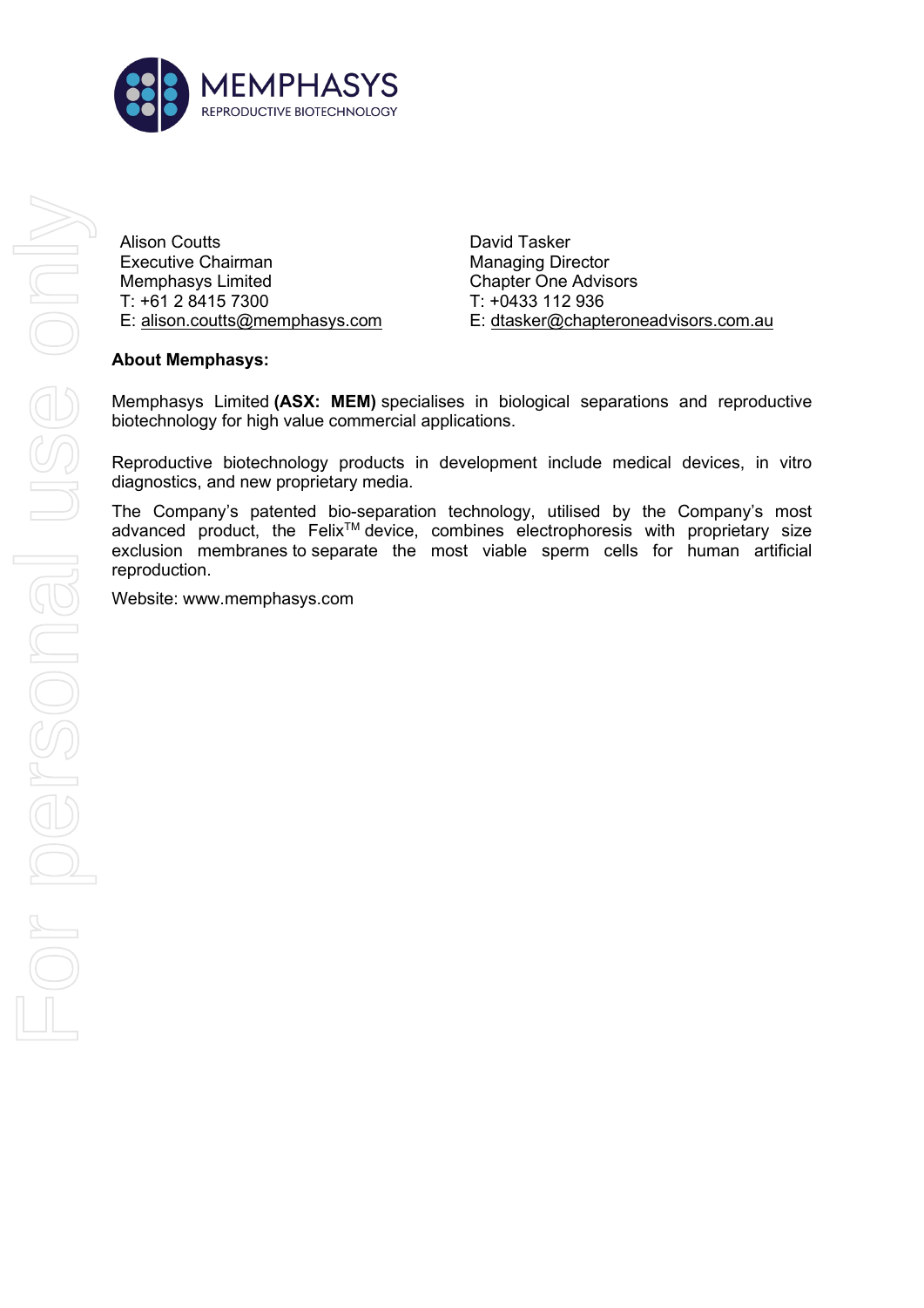Alison Coutts
Executive Chairman
Memphasys Limited
T: +61 2 8415 7300
E: alison.coutts@memphasys.com

David Tasker
Managing Director
Chapter One Advisors
T: +0433 112 936
E: dtasker@chapteroneadvisors.com.au

**About Memphasys:**

Memphasys Limited **(ASX: MEM)** specialises in biological separations and reproductive biotechnology for high value commercial applications.

Reproductive biotechnology products in development include medical devices, in vitro diagnostics, and new proprietary media.

The Company's patented bio-separation technology, utilised by the Company's most advanced product, the Felix™ device, combines electrophoresis with proprietary size exclusion membranes to separate the most viable sperm cells for human artificial reproduction.

Website: www.memphasys.com